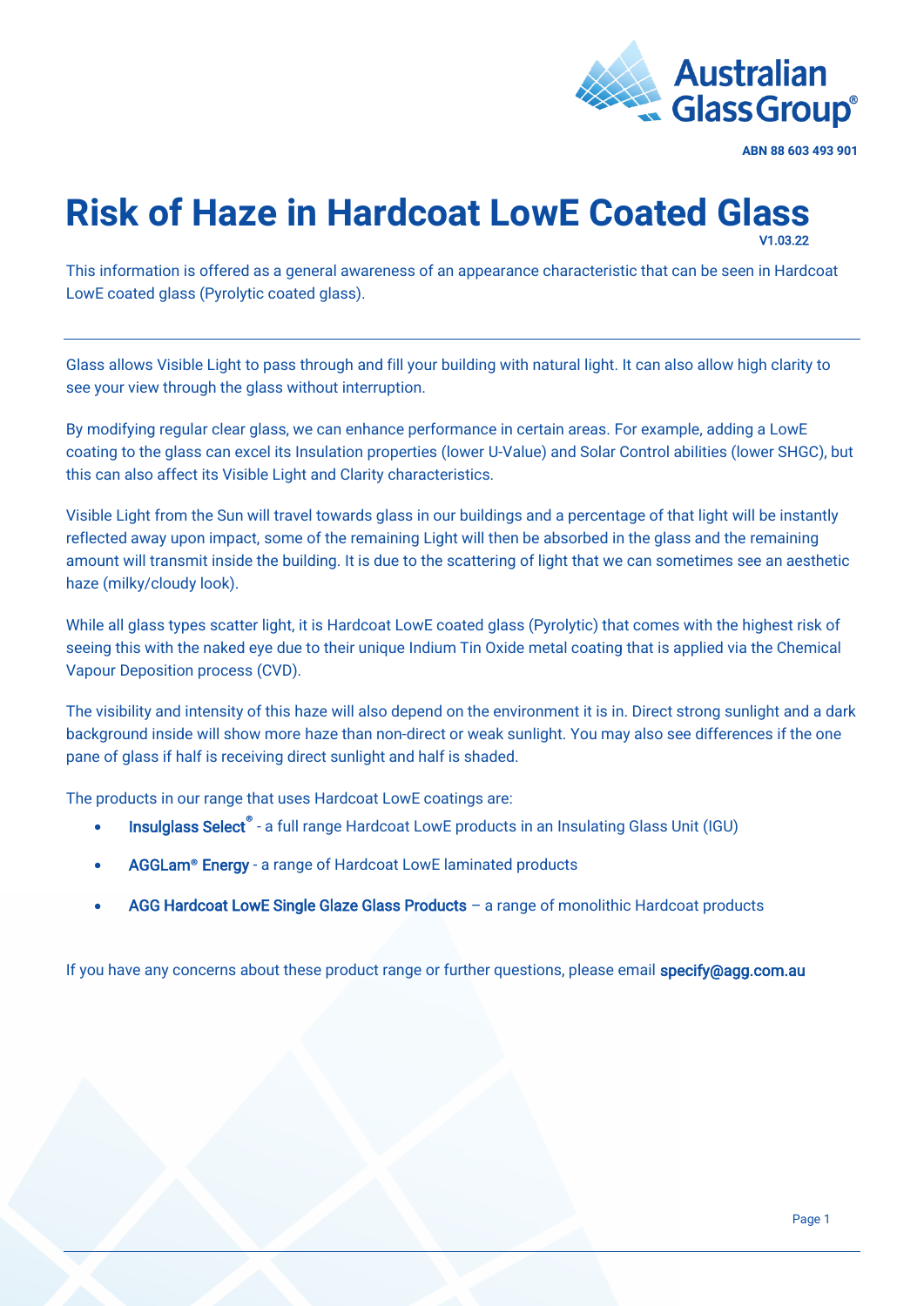Australian Glass Group®

ABN 88 603 493 901

# Risk of Haze in Hardcoat LowE Coated Glass

V1.03.22

This information is offered as a general awareness of an appearance characteristic that can be seen in Hardcoat LowE coated glass (Pyrolytic coated glass).

---

Glass allows Visible Light to pass through and fill your building with natural light. It can also allow high clarity to see your view through the glass without interruption.

By modifying regular clear glass, we can enhance performance in certain areas. For example, adding a LowE coating to the glass can excel its Insulation properties (lower U-Value) and Solar Control abilities (lower SHGC), but this can also affect its Visible Light and Clarity characteristics.

Visible Light from the Sun will travel towards glass in our buildings and a percentage of that light will be instantly reflected away upon impact, some of the remaining Light will then be absorbed in the glass and the remaining amount will transmit inside the building. It is due to the scattering of light that we can sometimes see an aesthetic haze (milky/cloudy look).

While all glass types scatter light, it is Hardcoat LowE coated glass (Pyrolytic) that comes with the highest risk of seeing this with the naked eye due to their unique Indium Tin Oxide metal coating that is applied via the Chemical Vapour Deposition process (CVD).

The visibility and intensity of this haze will also depend on the environment it is in. Direct strong sunlight and a dark background inside will show more haze than non-direct or weak sunlight. You may also see differences if the one pane of glass if half is receiving direct sunlight and half is shaded.

The products in our range that uses Hardcoat LowE coatings are:

- **Insulglass Select®** - a full range Hardcoat LowE products in an Insulating Glass Unit (IGU)
- **AGGLam® Energy** - a range of Hardcoat LowE laminated products
- **AGG Hardcoat LowE Single Glaze Glass Products** – a range of monolithic Hardcoat products

If you have any concerns about these product range or further questions, please email **specify@agg.com.au**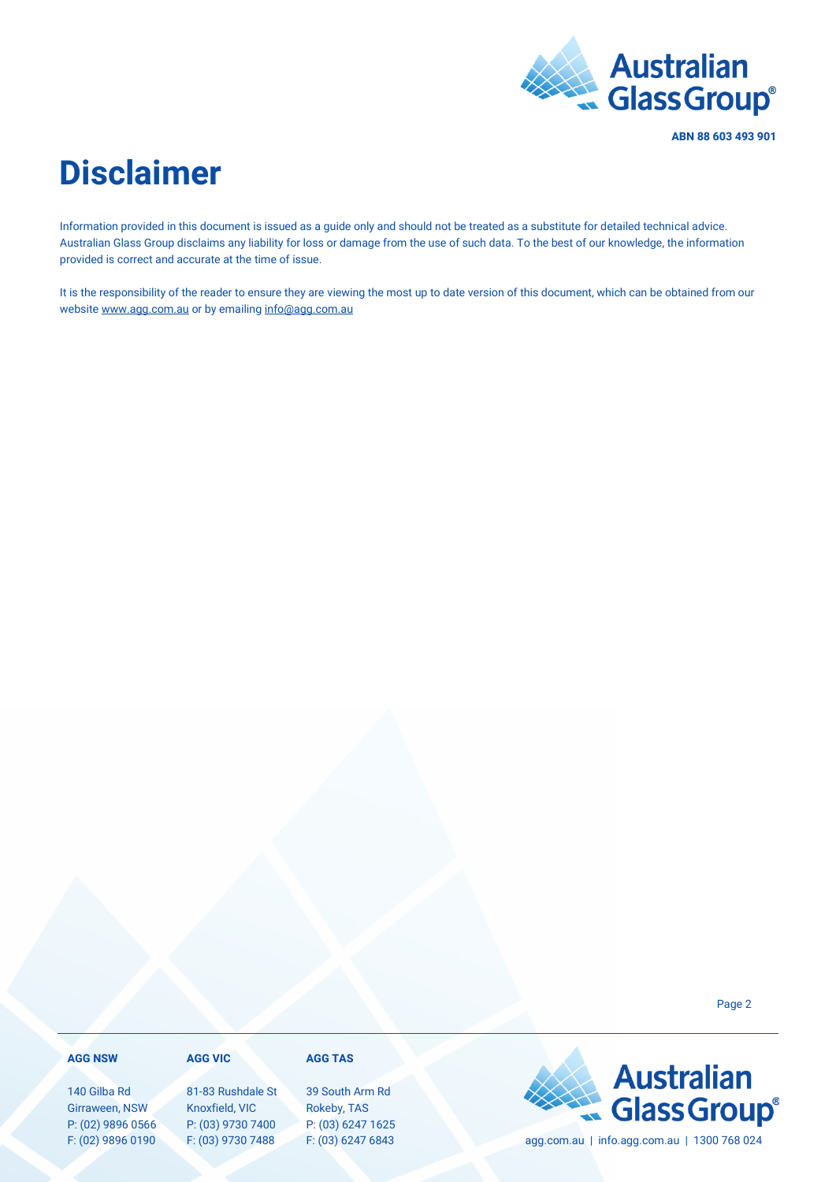ABN 88 603 493 901

# Disclaimer

Information provided in this document is issued as a guide only and should not be treated as a substitute for detailed technical advice. Australian Glass Group disclaims any liability for loss or damage from the use of such data. To the best of our knowledge, the information provided is correct and accurate at the time of issue.

It is the responsibility of the reader to ensure they are viewing the most up to date version of this document, which can be obtained from our website [www.agg.com.au](http://www.agg.com.au) or by emailing [info@agg.com.au](mailto:info@agg.com.au)

**AGG NSW**

140 Gilba Rd
Girraween, NSW
P: (02) 9896 0566
F: (02) 9896 0190

**AGG VIC**

81-83 Rushdale St
Knoxfield, VIC
P: (03) 9730 7400
F: (03) 9730 7488

**AGG TAS**

39 South Arm Rd
Rokeby, TAS
P: (03) 6247 1625
F: (03) 6247 6843

agg.com.au | info.agg.com.au | 1300 768 024